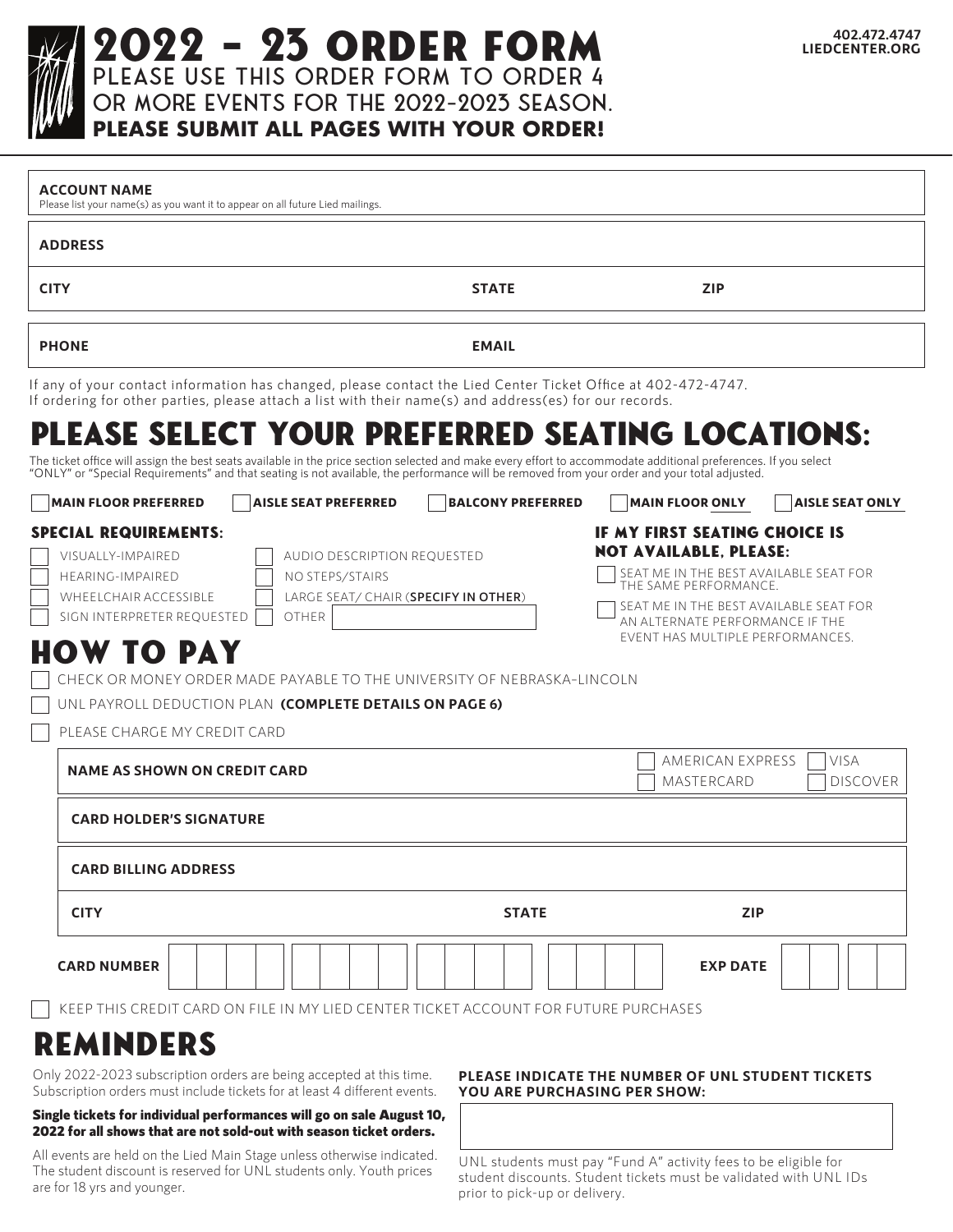# 2022 - 23 ORDER FORM

PLEASE USE THIS ORDER FORM TO ORDER 4 OR MORE EVENTS FOR THE 2022-2023 SEASON.

**PLEASE SUBMIT ALL PAGES WITH YOUR ORDER!**

402.472.4747
LIEDCENTER.ORG

**ACCOUNT NAME**
Please list your name(s) as you want it to appear on all future Lied mailings.

**ADDRESS**

**CITY** | **STATE** | **ZIP**

**PHONE** | **EMAIL**

If any of your contact information has changed, please contact the Lied Center Ticket Office at 402-472-4747.
If ordering for other parties, please attach a list with their name(s) and address(es) for our records.

## PLEASE SELECT YOUR PREFERRED SEATING LOCATIONS:

The ticket office will assign the best seats available in the price section selected and make every effort to accommodate additional preferences. If you select "ONLY" or "Special Requirements" and that seating is not available, the performance will be removed from your order and your total adjusted.

- ☐ **MAIN FLOOR PREFERRED**
- ☐ **AISLE SEAT PREFERRED**
- ☐ **BALCONY PREFERRED**
- ☐ **MAIN FLOOR ONLY**
- ☐ **AISLE SEAT ONLY**

### SPECIAL REQUIREMENTS:

- ☐ VISUALLY-IMPAIRED
- ☐ HEARING-IMPAIRED
- ☐ WHEELCHAIR ACCESSIBLE
- ☐ SIGN INTERPRETER REQUESTED
- ☐ AUDIO DESCRIPTION REQUESTED
- ☐ NO STEPS/STAIRS
- ☐ LARGE SEAT/ CHAIR (**SPECIFY IN OTHER**)
- ☐ OTHER ________

### IF MY FIRST SEATING CHOICE IS NOT AVAILABLE, PLEASE:

- ☐ SEAT ME IN THE BEST AVAILABLE SEAT FOR THE SAME PERFORMANCE.
- ☐ SEAT ME IN THE BEST AVAILABLE SEAT FOR AN ALTERNATE PERFORMANCE IF THE EVENT HAS MULTIPLE PERFORMANCES.

## HOW TO PAY

- ☐ CHECK OR MONEY ORDER MADE PAYABLE TO THE UNIVERSITY OF NEBRASKA-LINCOLN
- ☐ UNL PAYROLL DEDUCTION PLAN **(COMPLETE DETAILS ON PAGE 6)**
- ☐ PLEASE CHARGE MY CREDIT CARD

**NAME AS SHOWN ON CREDIT CARD** ☐ AMERICAN EXPRESS ☐ VISA ☐ MASTERCARD ☐ DISCOVER

**CARD HOLDER'S SIGNATURE**

**CARD BILLING ADDRESS**

**CITY** | **STATE** | **ZIP**

**CARD NUMBER** ____ ____ ____ ____ **EXP DATE** __ / __

☐ KEEP THIS CREDIT CARD ON FILE IN MY LIED CENTER TICKET ACCOUNT FOR FUTURE PURCHASES

## REMINDERS

Only 2022-2023 subscription orders are being accepted at this time. Subscription orders must include tickets for at least 4 different events.

**Single tickets for individual performances will go on sale August 10, 2022 for all shows that are not sold-out with season ticket orders.**

All events are held on the Lied Main Stage unless otherwise indicated. The student discount is reserved for UNL students only. Youth prices are for 18 yrs and younger.

**PLEASE INDICATE THE NUMBER OF UNL STUDENT TICKETS YOU ARE PURCHASING PER SHOW:**

UNL students must pay "Fund A" activity fees to be eligible for student discounts. Student tickets must be validated with UNL IDs prior to pick-up or delivery.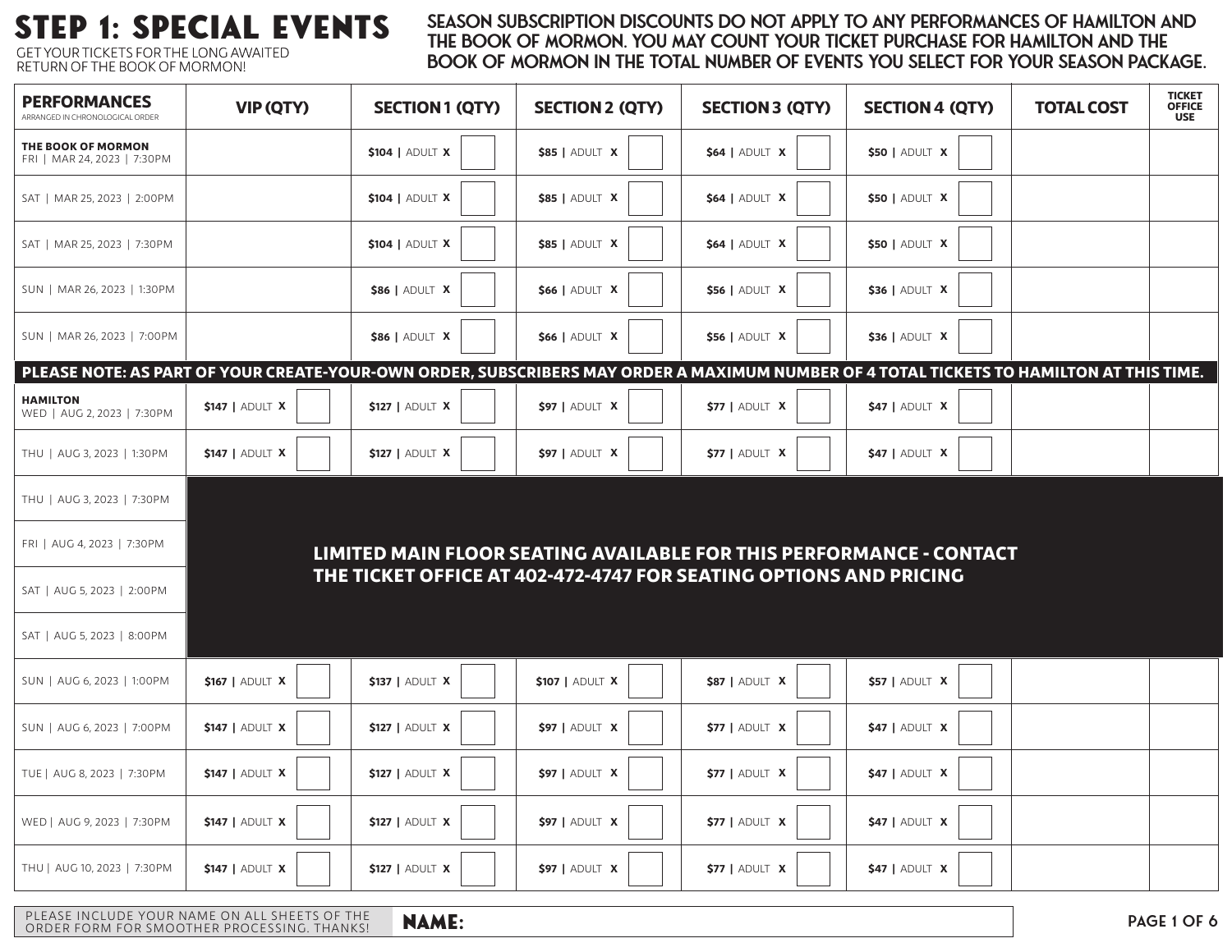# STEP 1: SPECIAL EVENTS

GET YOUR TICKETS FOR THE LONG AWAITED RETURN OF THE BOOK OF MORMON!

**SEASON SUBSCRIPTION DISCOUNTS DO NOT APPLY TO ANY PERFORMANCES OF HAMILTON AND THE BOOK OF MORMON. YOU MAY COUNT YOUR TICKET PURCHASE FOR HAMILTON AND THE BOOK OF MORMON IN THE TOTAL NUMBER OF EVENTS YOU SELECT FOR YOUR SEASON PACKAGE.**

| PERFORMANCES (ARRANGED IN CHRONOLOGICAL ORDER) | VIP (QTY) | SECTION 1 (QTY) | SECTION 2 (QTY) | SECTION 3 (QTY) | SECTION 4 (QTY) | TOTAL COST | TICKET OFFICE USE |
|---|---|---|---|---|---|---|---|
| **THE BOOK OF MORMON** FRI \| MAR 24, 2023 \| 7:30PM | | **$104** \| ADULT **X** | **$85** \| ADULT **X** | **$64** \| ADULT **X** | **$50** \| ADULT **X** | | |
| SAT \| MAR 25, 2023 \| 2:00PM | | **$104** \| ADULT **X** | **$85** \| ADULT **X** | **$64** \| ADULT **X** | **$50** \| ADULT **X** | | |
| SAT \| MAR 25, 2023 \| 7:30PM | | **$104** \| ADULT **X** | **$85** \| ADULT **X** | **$64** \| ADULT **X** | **$50** \| ADULT **X** | | |
| SUN \| MAR 26, 2023 \| 1:30PM | | **$86** \| ADULT **X** | **$66** \| ADULT **X** | **$56** \| ADULT **X** | **$36** \| ADULT **X** | | |
| SUN \| MAR 26, 2023 \| 7:00PM | | **$86** \| ADULT **X** | **$66** \| ADULT **X** | **$56** \| ADULT **X** | **$36** \| ADULT **X** | | |
| **PLEASE NOTE: AS PART OF YOUR CREATE-YOUR-OWN ORDER, SUBSCRIBERS MAY ORDER A MAXIMUM NUMBER OF 4 TOTAL TICKETS TO HAMILTON AT THIS TIME.** | | | | | | | |
| **HAMILTON** WED \| AUG 2, 2023 \| 7:30PM | **$147** \| ADULT **X** | **$127** \| ADULT **X** | **$97** \| ADULT **X** | **$77** \| ADULT **X** | **$47** \| ADULT **X** | | |
| THU \| AUG 3, 2023 \| 1:30PM | **$147** \| ADULT **X** | **$127** \| ADULT **X** | **$97** \| ADULT **X** | **$77** \| ADULT **X** | **$47** \| ADULT **X** | | |
| THU \| AUG 3, 2023 \| 7:30PM | **LIMITED MAIN FLOOR SEATING AVAILABLE FOR THIS PERFORMANCE - CONTACT THE TICKET OFFICE AT 402-472-4747 FOR SEATING OPTIONS AND PRICING** | | | | | | |
| FRI \| AUG 4, 2023 \| 7:30PM | | | | | | | |
| SAT \| AUG 5, 2023 \| 2:00PM | | | | | | | |
| SAT \| AUG 5, 2023 \| 8:00PM | | | | | | | |
| SUN \| AUG 6, 2023 \| 1:00PM | **$167** \| ADULT **X** | **$137** \| ADULT **X** | **$107** \| ADULT **X** | **$87** \| ADULT **X** | **$57** \| ADULT **X** | | |
| SUN \| AUG 6, 2023 \| 7:00PM | **$147** \| ADULT **X** | **$127** \| ADULT **X** | **$97** \| ADULT **X** | **$77** \| ADULT **X** | **$47** \| ADULT **X** | | |
| TUE \| AUG 8, 2023 \| 7:30PM | **$147** \| ADULT **X** | **$127** \| ADULT **X** | **$97** \| ADULT **X** | **$77** \| ADULT **X** | **$47** \| ADULT **X** | | |
| WED \| AUG 9, 2023 \| 7:30PM | **$147** \| ADULT **X** | **$127** \| ADULT **X** | **$97** \| ADULT **X** | **$77** \| ADULT **X** | **$47** \| ADULT **X** | | |
| THU \| AUG 10, 2023 \| 7:30PM | **$147** \| ADULT **X** | **$127** \| ADULT **X** | **$97** \| ADULT **X** | **$77** \| ADULT **X** | **$47** \| ADULT **X** | | |

PLEASE INCLUDE YOUR NAME ON ALL SHEETS OF THE ORDER FORM FOR SMOOTHER PROCESSING. THANKS!

**NAME:**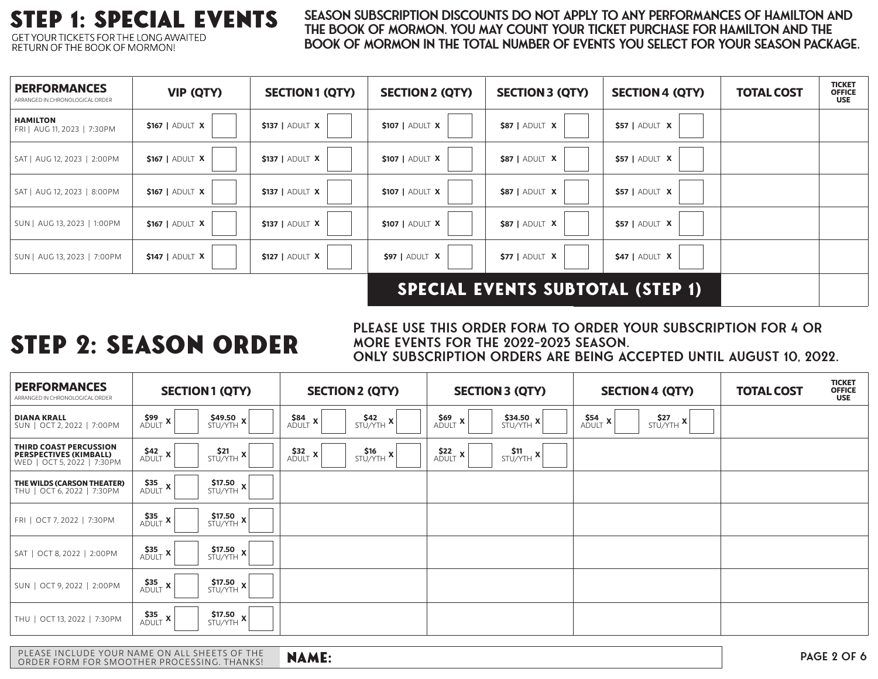# STEP 1: SPECIAL EVENTS

GET YOUR TICKETS FOR THE LONG AWAITED RETURN OF THE BOOK OF MORMON!

**SEASON SUBSCRIPTION DISCOUNTS DO NOT APPLY TO ANY PERFORMANCES OF HAMILTON AND THE BOOK OF MORMON. YOU MAY COUNT YOUR TICKET PURCHASE FOR HAMILTON AND THE BOOK OF MORMON IN THE TOTAL NUMBER OF EVENTS YOU SELECT FOR YOUR SEASON PACKAGE.**

| PERFORMANCES (ARRANGED IN CHRONOLOGICAL ORDER) | VIP (QTY) | SECTION 1 (QTY) | SECTION 2 (QTY) | SECTION 3 (QTY) | SECTION 4 (QTY) | TOTAL COST | TICKET OFFICE USE |
|---|---|---|---|---|---|---|---|
| **HAMILTON** FRI \| AUG 11, 2023 \| 7:30PM | $167 \| ADULT X | $137 \| ADULT X | $107 \| ADULT X | $87 \| ADULT X | $57 \| ADULT X | | |
| SAT \| AUG 12, 2023 \| 2:00PM | $167 \| ADULT X | $137 \| ADULT X | $107 \| ADULT X | $87 \| ADULT X | $57 \| ADULT X | | |
| SAT \| AUG 12, 2023 \| 8:00PM | $167 \| ADULT X | $137 \| ADULT X | $107 \| ADULT X | $87 \| ADULT X | $57 \| ADULT X | | |
| SUN \| AUG 13, 2023 \| 1:00PM | $167 \| ADULT X | $137 \| ADULT X | $107 \| ADULT X | $87 \| ADULT X | $57 \| ADULT X | | |
| SUN \| AUG 13, 2023 \| 7:00PM | $147 \| ADULT X | $127 \| ADULT X | $97 \| ADULT X | $77 \| ADULT X | $47 \| ADULT X | | |
| | | | **SPECIAL EVENTS SUBTOTAL (STEP 1)** | | | | |

# STEP 2: SEASON ORDER

**PLEASE USE THIS ORDER FORM TO ORDER YOUR SUBSCRIPTION FOR 4 OR MORE EVENTS FOR THE 2022-2023 SEASON.**
**ONLY SUBSCRIPTION ORDERS ARE BEING ACCEPTED UNTIL AUGUST 10, 2022.**

| PERFORMANCES (ARRANGED IN CHRONOLOGICAL ORDER) | SECTION 1 (QTY) | | SECTION 2 (QTY) | | SECTION 3 (QTY) | | SECTION 4 (QTY) | | TOTAL COST | TICKET OFFICE USE |
|---|---|---|---|---|---|---|---|---|---|---|
| **DIANA KRALL** SUN \| OCT 2, 2022 \| 7:00PM | $99 ADULT X | $49.50 STU/YTH X | $84 ADULT X | $42 STU/YTH X | $69 ADULT X | $34.50 STU/YTH X | $54 ADULT X | $27 STU/YTH X | | |
| **THIRD COAST PERCUSSION PERSPECTIVES (KIMBALL)** WED \| OCT 5, 2022 \| 7:30PM | $42 ADULT X | $21 STU/YTH X | $32 ADULT X | $16 STU/YTH X | $22 ADULT X | $11 STU/YTH X | | | | |
| **THE WILDS (CARSON THEATER)** THU \| OCT 6, 2022 \| 7:30PM | $35 ADULT X | $17.50 STU/YTH X | | | | | | | | |
| FRI \| OCT 7, 2022 \| 7:30PM | $35 ADULT X | $17.50 STU/YTH X | | | | | | | | |
| SAT \| OCT 8, 2022 \| 2:00PM | $35 ADULT X | $17.50 STU/YTH X | | | | | | | | |
| SUN \| OCT 9, 2022 \| 2:00PM | $35 ADULT X | $17.50 STU/YTH X | | | | | | | | |
| THU \| OCT 13, 2022 \| 7:30PM | $35 ADULT X | $17.50 STU/YTH X | | | | | | | | |

PLEASE INCLUDE YOUR NAME ON ALL SHEETS OF THE ORDER FORM FOR SMOOTHER PROCESSING. THANKS!

**NAME:**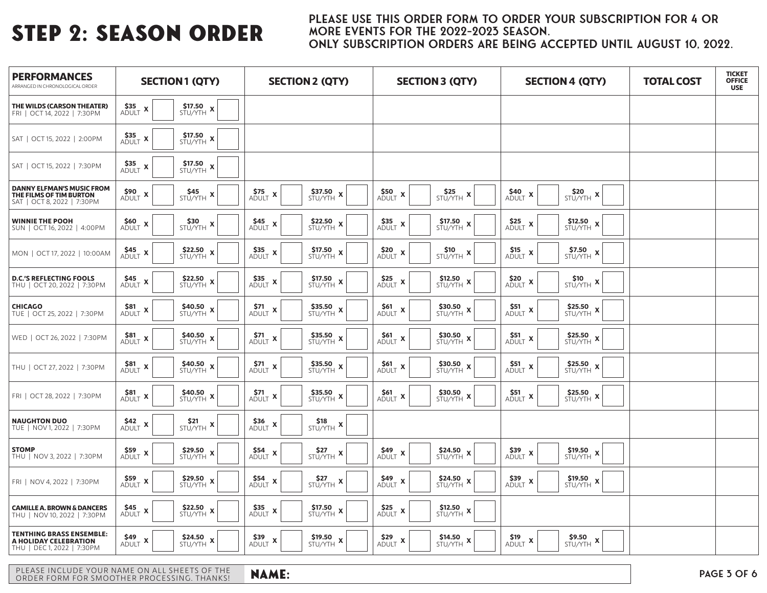# STEP 2: SEASON ORDER

**PLEASE USE THIS ORDER FORM TO ORDER YOUR SUBSCRIPTION FOR 4 OR MORE EVENTS FOR THE 2022-2023 SEASON.**
**ONLY SUBSCRIPTION ORDERS ARE BEING ACCEPTED UNTIL AUGUST 10, 2022.**

| PERFORMANCES (ARRANGED IN CHRONOLOGICAL ORDER) | SECTION 1 (QTY) | | SECTION 2 (QTY) | | SECTION 3 (QTY) | | SECTION 4 (QTY) | | TOTAL COST | TICKET OFFICE USE |
|---|---|---|---|---|---|---|---|---|---|---|
| **THE WILDS (CARSON THEATER)** FRI \| OCT 14, 2022 \| 7:30PM | $35 ADULT x | $17.50 STU/YTH x | | | | | | | | |
| SAT \| OCT 15, 2022 \| 2:00PM | $35 ADULT x | $17.50 STU/YTH x | | | | | | | | |
| SAT \| OCT 15, 2022 \| 7:30PM | $35 ADULT x | $17.50 STU/YTH x | | | | | | | | |
| **DANNY ELFMAN'S MUSIC FROM THE FILMS OF TIM BURTON** SAT \| OCT 8, 2022 \| 7:30PM | $90 ADULT x | $45 STU/YTH x | $75 ADULT x | $37.50 STU/YTH x | $50 ADULT x | $25 STU/YTH x | $40 ADULT x | $20 STU/YTH x | | |
| **WINNIE THE POOH** SUN \| OCT 16, 2022 \| 4:00PM | $60 ADULT x | $30 STU/YTH x | $45 ADULT x | $22.50 STU/YTH x | $35 ADULT x | $17.50 STU/YTH x | $25 ADULT x | $12.50 STU/YTH x | | |
| MON \| OCT 17, 2022 \| 10:00AM | $45 ADULT x | $22.50 STU/YTH x | $35 ADULT x | $17.50 STU/YTH x | $20 ADULT x | $10 STU/YTH x | $15 ADULT x | $7.50 STU/YTH x | | |
| **D.C.'S REFLECTING FOOLS** THU \| OCT 20, 2022 \| 7:30PM | $45 ADULT x | $22.50 STU/YTH x | $35 ADULT x | $17.50 STU/YTH x | $25 ADULT x | $12.50 STU/YTH x | $20 ADULT x | $10 STU/YTH x | | |
| **CHICAGO** TUE \| OCT 25, 2022 \| 7:30PM | $81 ADULT x | $40.50 STU/YTH x | $71 ADULT x | $35.50 STU/YTH x | $61 ADULT x | $30.50 STU/YTH x | $51 ADULT x | $25.50 STU/YTH x | | |
| WED \| OCT 26, 2022 \| 7:30PM | $81 ADULT x | $40.50 STU/YTH x | $71 ADULT x | $35.50 STU/YTH x | $61 ADULT x | $30.50 STU/YTH x | $51 ADULT x | $25.50 STU/YTH x | | |
| THU \| OCT 27, 2022 \| 7:30PM | $81 ADULT x | $40.50 STU/YTH x | $71 ADULT x | $35.50 STU/YTH x | $61 ADULT x | $30.50 STU/YTH x | $51 ADULT x | $25.50 STU/YTH x | | |
| FRI \| OCT 28, 2022 \| 7:30PM | $81 ADULT x | $40.50 STU/YTH x | $71 ADULT x | $35.50 STU/YTH x | $61 ADULT x | $30.50 STU/YTH x | $51 ADULT x | $25.50 STU/YTH x | | |
| **NAUGHTON DUO** TUE \| NOV 1, 2022 \| 7:30PM | $42 ADULT x | $21 STU/YTH x | $36 ADULT x | $18 STU/YTH x | | | | | | |
| **STOMP** THU \| NOV 3, 2022 \| 7:30PM | $59 ADULT x | $29.50 STU/YTH x | $54 ADULT x | $27 STU/YTH x | $49 ADULT x | $24.50 STU/YTH x | $39 ADULT x | $19.50 STU/YTH x | | |
| FRI \| NOV 4, 2022 \| 7:30PM | $59 ADULT x | $29.50 STU/YTH x | $54 ADULT x | $27 STU/YTH x | $49 ADULT x | $24.50 STU/YTH x | $39 ADULT x | $19.50 STU/YTH x | | |
| **CAMILLE A. BROWN & DANCERS** THU \| NOV 10, 2022 \| 7:30PM | $45 ADULT x | $22.50 STU/YTH x | $35 ADULT x | $17.50 STU/YTH x | $25 ADULT x | $12.50 STU/YTH x | | | | |
| **TENTHING BRASS ENSEMBLE: A HOLIDAY CELEBRATION** THU \| DEC 1, 2022 \| 7:30PM | $49 ADULT x | $24.50 STU/YTH x | $39 ADULT x | $19.50 STU/YTH x | $29 ADULT x | $14.50 STU/YTH x | $19 ADULT x | $9.50 STU/YTH x | | |

PLEASE INCLUDE YOUR NAME ON ALL SHEETS OF THE ORDER FORM FOR SMOOTHER PROCESSING. THANKS!

**NAME:**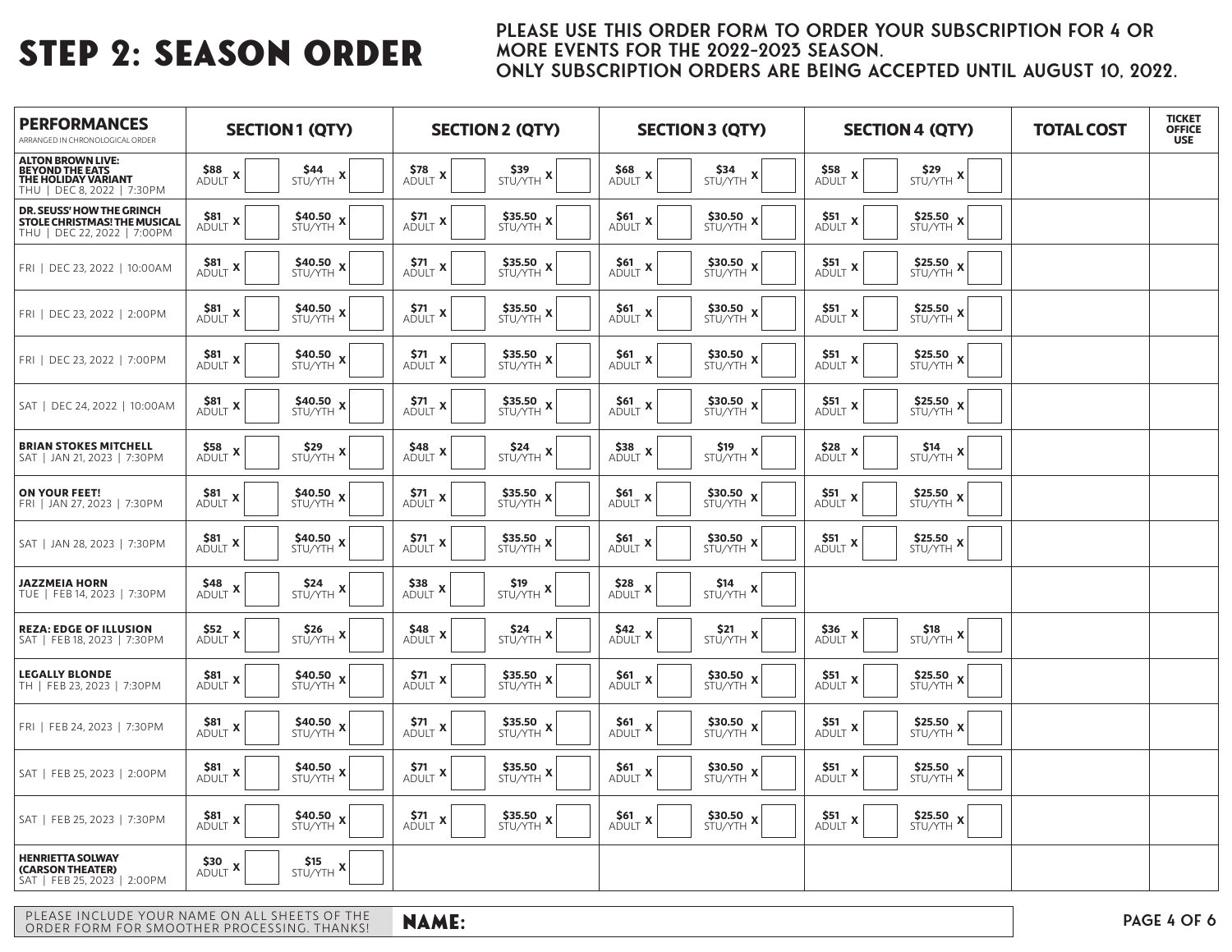# STEP 2: SEASON ORDER

**PLEASE USE THIS ORDER FORM TO ORDER YOUR SUBSCRIPTION FOR 4 OR MORE EVENTS FOR THE 2022-2023 SEASON.**
**ONLY SUBSCRIPTION ORDERS ARE BEING ACCEPTED UNTIL AUGUST 10, 2022.**

| PERFORMANCES (ARRANGED IN CHRONOLOGICAL ORDER) | SECTION 1 (QTY) | | SECTION 2 (QTY) | | SECTION 3 (QTY) | | SECTION 4 (QTY) | | TOTAL COST | TICKET OFFICE USE |
|---|---|---|---|---|---|---|---|---|---|---|
| **ALTON BROWN LIVE: BEYOND THE EATS THE HOLIDAY VARIANT** THU \| DEC 8, 2022 \| 7:30PM | $88 ADULT X | $44 STU/YTH X | $78 ADULT X | $39 STU/YTH X | $68 ADULT X | $34 STU/YTH X | $58 ADULT X | $29 STU/YTH X | | |
| **DR. SEUSS' HOW THE GRINCH STOLE CHRISTMAS! THE MUSICAL** THU \| DEC 22, 2022 \| 7:00PM | $81 ADULT X | $40.50 STU/YTH X | $71 ADULT X | $35.50 STU/YTH X | $61 ADULT X | $30.50 STU/YTH X | $51 ADULT X | $25.50 STU/YTH X | | |
| FRI \| DEC 23, 2022 \| 10:00AM | $81 ADULT X | $40.50 STU/YTH X | $71 ADULT X | $35.50 STU/YTH X | $61 ADULT X | $30.50 STU/YTH X | $51 ADULT X | $25.50 STU/YTH X | | |
| FRI \| DEC 23, 2022 \| 2:00PM | $81 ADULT X | $40.50 STU/YTH X | $71 ADULT X | $35.50 STU/YTH X | $61 ADULT X | $30.50 STU/YTH X | $51 ADULT X | $25.50 STU/YTH X | | |
| FRI \| DEC 23, 2022 \| 7:00PM | $81 ADULT X | $40.50 STU/YTH X | $71 ADULT X | $35.50 STU/YTH X | $61 ADULT X | $30.50 STU/YTH X | $51 ADULT X | $25.50 STU/YTH X | | |
| SAT \| DEC 24, 2022 \| 10:00AM | $81 ADULT X | $40.50 STU/YTH X | $71 ADULT X | $35.50 STU/YTH X | $61 ADULT X | $30.50 STU/YTH X | $51 ADULT X | $25.50 STU/YTH X | | |
| **BRIAN STOKES MITCHELL** SAT \| JAN 21, 2023 \| 7:30PM | $58 ADULT X | $29 STU/YTH X | $48 ADULT X | $24 STU/YTH X | $38 ADULT X | $19 STU/YTH X | $28 ADULT X | $14 STU/YTH X | | |
| **ON YOUR FEET!** FRI \| JAN 27, 2023 \| 7:30PM | $81 ADULT X | $40.50 STU/YTH X | $71 ADULT X | $35.50 STU/YTH X | $61 ADULT X | $30.50 STU/YTH X | $51 ADULT X | $25.50 STU/YTH X | | |
| SAT \| JAN 28, 2023 \| 7:30PM | $81 ADULT X | $40.50 STU/YTH X | $71 ADULT X | $35.50 STU/YTH X | $61 ADULT X | $30.50 STU/YTH X | $51 ADULT X | $25.50 STU/YTH X | | |
| **JAZZMEIA HORN** TUE \| FEB 14, 2023 \| 7:30PM | $48 ADULT X | $24 STU/YTH X | $38 ADULT X | $19 STU/YTH X | $28 ADULT X | $14 STU/YTH X | | | | |
| **REZA: EDGE OF ILLUSION** SAT \| FEB 18, 2023 \| 7:30PM | $52 ADULT X | $26 STU/YTH X | $48 ADULT X | $24 STU/YTH X | $42 ADULT X | $21 STU/YTH X | $36 ADULT X | $18 STU/YTH X | | |
| **LEGALLY BLONDE** TH \| FEB 23, 2023 \| 7:30PM | $81 ADULT X | $40.50 STU/YTH X | $71 ADULT X | $35.50 STU/YTH X | $61 ADULT X | $30.50 STU/YTH X | $51 ADULT X | $25.50 STU/YTH X | | |
| FRI \| FEB 24, 2023 \| 7:30PM | $81 ADULT X | $40.50 STU/YTH X | $71 ADULT X | $35.50 STU/YTH X | $61 ADULT X | $30.50 STU/YTH X | $51 ADULT X | $25.50 STU/YTH X | | |
| SAT \| FEB 25, 2023 \| 2:00PM | $81 ADULT X | $40.50 STU/YTH X | $71 ADULT X | $35.50 STU/YTH X | $61 ADULT X | $30.50 STU/YTH X | $51 ADULT X | $25.50 STU/YTH X | | |
| SAT \| FEB 25, 2023 \| 7:30PM | $81 ADULT X | $40.50 STU/YTH X | $71 ADULT X | $35.50 STU/YTH X | $61 ADULT X | $30.50 STU/YTH X | $51 ADULT X | $25.50 STU/YTH X | | |
| **HENRIETTA SOLWAY (CARSON THEATER)** SAT \| FEB 25, 2023 \| 2:00PM | $30 ADULT X | $15 STU/YTH X | | | | | | | | |

PLEASE INCLUDE YOUR NAME ON ALL SHEETS OF THE ORDER FORM FOR SMOOTHER PROCESSING. THANKS!

**NAME:**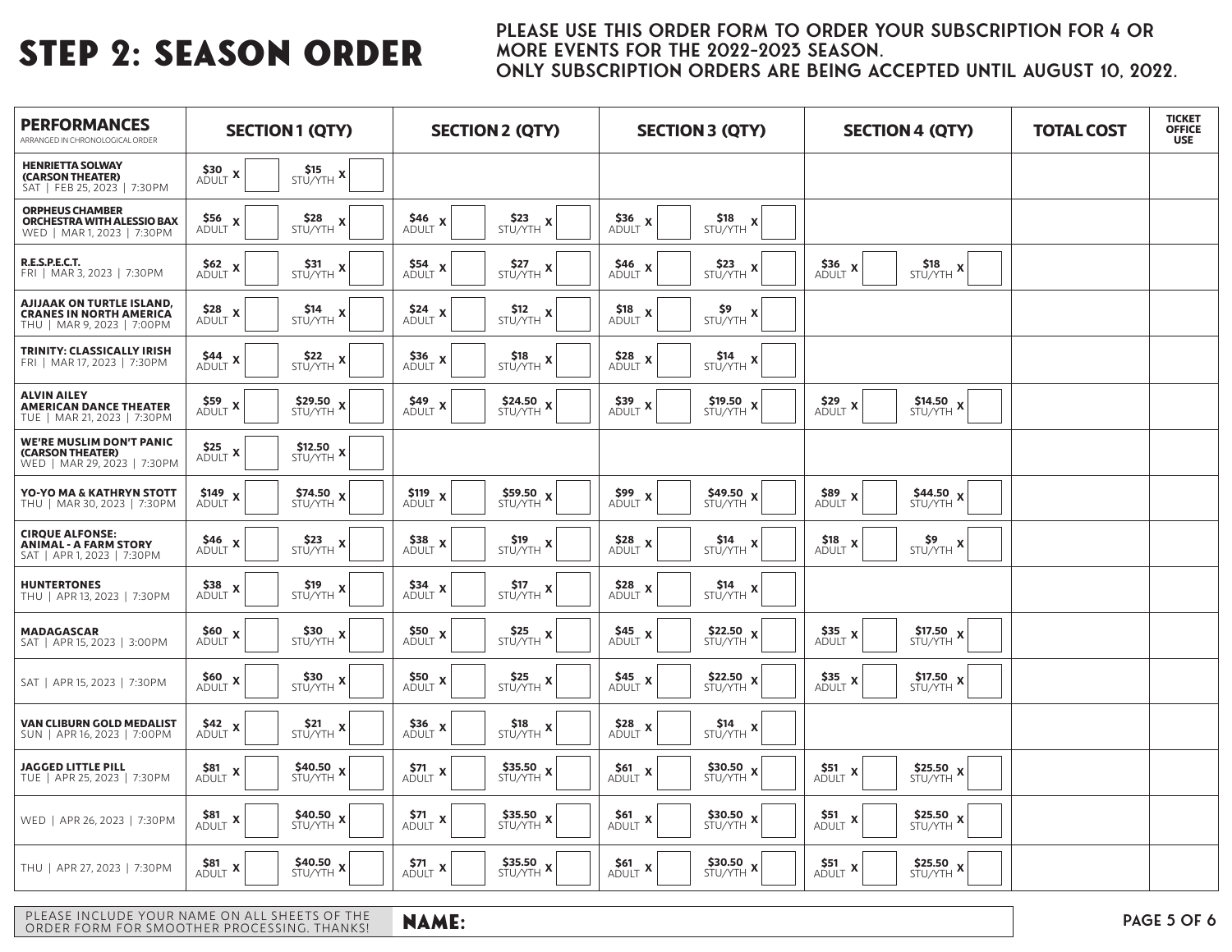# STEP 2: SEASON ORDER

**PLEASE USE THIS ORDER FORM TO ORDER YOUR SUBSCRIPTION FOR 4 OR MORE EVENTS FOR THE 2022-2023 SEASON.**
**ONLY SUBSCRIPTION ORDERS ARE BEING ACCEPTED UNTIL AUGUST 10, 2022.**

| PERFORMANCES (ARRANGED IN CHRONOLOGICAL ORDER) | SECTION 1 (QTY) | | SECTION 2 (QTY) | | SECTION 3 (QTY) | | SECTION 4 (QTY) | | TOTAL COST | TICKET OFFICE USE |
|---|---|---|---|---|---|---|---|---|---|---|
| **HENRIETTA SOLWAY (CARSON THEATER)** SAT \| FEB 25, 2023 \| 7:30PM | $30 ADULT x | $15 STU/YTH x | | | | | | | | |
| **ORPHEUS CHAMBER ORCHESTRA WITH ALESSIO BAX** WED \| MAR 1, 2023 \| 7:30PM | $56 ADULT x | $28 STU/YTH x | $46 ADULT x | $23 STU/YTH x | $36 ADULT x | $18 STU/YTH x | | | | |
| **R.E.S.P.E.C.T.** FRI \| MAR 3, 2023 \| 7:30PM | $62 ADULT x | $31 STU/YTH x | $54 ADULT x | $27 STU/YTH x | $46 ADULT x | $23 STU/YTH x | $36 ADULT x | $18 STU/YTH x | | |
| **AJIJAAK ON TURTLE ISLAND, CRANES IN NORTH AMERICA** THU \| MAR 9, 2023 \| 7:00PM | $28 ADULT x | $14 STU/YTH x | $24 ADULT x | $12 STU/YTH x | $18 ADULT x | $9 STU/YTH x | | | | |
| **TRINITY: CLASSICALLY IRISH** FRI \| MAR 17, 2023 \| 7:30PM | $44 ADULT x | $22 STU/YTH x | $36 ADULT x | $18 STU/YTH x | $28 ADULT x | $14 STU/YTH x | | | | |
| **ALVIN AILEY AMERICAN DANCE THEATER** TUE \| MAR 21, 2023 \| 7:30PM | $59 ADULT x | $29.50 STU/YTH x | $49 ADULT x | $24.50 STU/YTH x | $39 ADULT x | $19.50 STU/YTH x | $29 ADULT x | $14.50 STU/YTH x | | |
| **WE'RE MUSLIM DON'T PANIC (CARSON THEATER)** WED \| MAR 29, 2023 \| 7:30PM | $25 ADULT x | $12.50 STU/YTH x | | | | | | | | |
| **YO-YO MA & KATHRYN STOTT** THU \| MAR 30, 2023 \| 7:30PM | $149 ADULT x | $74.50 STU/YTH x | $119 ADULT x | $59.50 STU/YTH x | $99 ADULT x | $49.50 STU/YTH x | $89 ADULT x | $44.50 STU/YTH x | | |
| **CIRQUE ALFONSE: ANIMAL - A FARM STORY** SAT \| APR 1, 2023 \| 7:30PM | $46 ADULT x | $23 STU/YTH x | $38 ADULT x | $19 STU/YTH x | $28 ADULT x | $14 STU/YTH x | $18 ADULT x | $9 STU/YTH x | | |
| **HUNTERTONES** THU \| APR 13, 2023 \| 7:30PM | $38 ADULT x | $19 STU/YTH x | $34 ADULT x | $17 STU/YTH x | $28 ADULT x | $14 STU/YTH x | | | | |
| **MADAGASCAR** SAT \| APR 15, 2023 \| 3:00PM | $60 ADULT x | $30 STU/YTH x | $50 ADULT x | $25 STU/YTH x | $45 ADULT x | $22.50 STU/YTH x | $35 ADULT x | $17.50 STU/YTH x | | |
| SAT \| APR 15, 2023 \| 7:30PM | $60 ADULT x | $30 STU/YTH x | $50 ADULT x | $25 STU/YTH x | $45 ADULT x | $22.50 STU/YTH x | $35 ADULT x | $17.50 STU/YTH x | | |
| **VAN CLIBURN GOLD MEDALIST** SUN \| APR 16, 2023 \| 7:00PM | $42 ADULT x | $21 STU/YTH x | $36 ADULT x | $18 STU/YTH x | $28 ADULT x | $14 STU/YTH x | | | | |
| **JAGGED LITTLE PILL** TUE \| APR 25, 2023 \| 7:30PM | $81 ADULT x | $40.50 STU/YTH x | $71 ADULT x | $35.50 STU/YTH x | $61 ADULT x | $30.50 STU/YTH x | $51 ADULT x | $25.50 STU/YTH x | | |
| WED \| APR 26, 2023 \| 7:30PM | $81 ADULT x | $40.50 STU/YTH x | $71 ADULT x | $35.50 STU/YTH x | $61 ADULT x | $30.50 STU/YTH x | $51 ADULT x | $25.50 STU/YTH x | | |
| THU \| APR 27, 2023 \| 7:30PM | $81 ADULT x | $40.50 STU/YTH x | $71 ADULT x | $35.50 STU/YTH x | $61 ADULT x | $30.50 STU/YTH x | $51 ADULT x | $25.50 STU/YTH x | | |

PLEASE INCLUDE YOUR NAME ON ALL SHEETS OF THE ORDER FORM FOR SMOOTHER PROCESSING. THANKS!

**NAME:**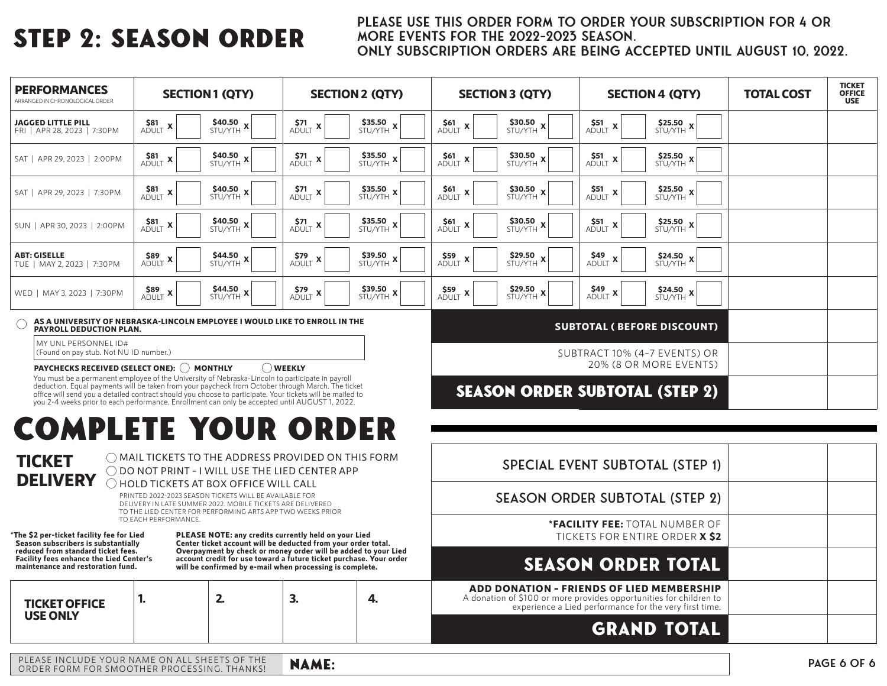# STEP 2: SEASON ORDER

**PLEASE USE THIS ORDER FORM TO ORDER YOUR SUBSCRIPTION FOR 4 OR MORE EVENTS FOR THE 2022-2023 SEASON.**
**ONLY SUBSCRIPTION ORDERS ARE BEING ACCEPTED UNTIL AUGUST 10, 2022.**

| PERFORMANCES (ARRANGED IN CHRONOLOGICAL ORDER) | SECTION 1 (QTY) | | SECTION 2 (QTY) | | SECTION 3 (QTY) | | SECTION 4 (QTY) | | TOTAL COST | TICKET OFFICE USE |
|---|---|---|---|---|---|---|---|---|---|---|
| **JAGGED LITTLE PILL** FRI \| APR 28, 2023 \| 7:30PM | $81 ADULT X | $40.50 STU/YTH X | $71 ADULT X | $35.50 STU/YTH X | $61 ADULT X | $30.50 STU/YTH X | $51 ADULT X | $25.50 STU/YTH X | | |
| SAT \| APR 29, 2023 \| 2:00PM | $81 ADULT X | $40.50 STU/YTH X | $71 ADULT X | $35.50 STU/YTH X | $61 ADULT X | $30.50 STU/YTH X | $51 ADULT X | $25.50 STU/YTH X | | |
| SAT \| APR 29, 2023 \| 7:30PM | $81 ADULT X | $40.50 STU/YTH X | $71 ADULT X | $35.50 STU/YTH X | $61 ADULT X | $30.50 STU/YTH X | $51 ADULT X | $25.50 STU/YTH X | | |
| SUN \| APR 30, 2023 \| 2:00PM | $81 ADULT X | $40.50 STU/YTH X | $71 ADULT X | $35.50 STU/YTH X | $61 ADULT X | $30.50 STU/YTH X | $51 ADULT X | $25.50 STU/YTH X | | |
| **ABT: GISELLE** TUE \| MAY 2, 2023 \| 7:30PM | $89 ADULT X | $44.50 STU/YTH X | $79 ADULT X | $39.50 STU/YTH X | $59 ADULT X | $29.50 STU/YTH X | $49 ADULT X | $24.50 STU/YTH X | | |
| WED \| MAY 3, 2023 \| 7:30PM | $89 ADULT X | $44.50 STU/YTH X | $79 ADULT X | $39.50 STU/YTH X | $59 ADULT X | $29.50 STU/YTH X | $49 ADULT X | $24.50 STU/YTH X | | |

| | | |
|---|---|---|
| **SUBTOTAL ( BEFORE DISCOUNT)** | | |
| SUBTRACT 10% (4-7 EVENTS) OR 20% (8 OR MORE EVENTS) | | |
| **SEASON ORDER SUBTOTAL (STEP 2)** | | |

◯ **AS A UNIVERSITY OF NEBRASKA-LINCOLN EMPLOYEE I WOULD LIKE TO ENROLL IN THE PAYROLL DEDUCTION PLAN.**

MY UNL PERSONNEL ID#
(Found on pay stub. Not NU ID number.)

**PAYCHECKS RECEIVED (SELECT ONE):** ◯ **MONTHLY** ◯ **WEEKLY**

You must be a permanent employee of the University of Nebraska-Lincoln to participate in payroll deduction. Equal payments will be taken from your paycheck from October through March. The ticket office will send you a detailed contract should you choose to participate. Your tickets will be mailed to you 2-4 weeks prior to each performance. Enrollment can only be accepted until AUGUST 1, 2022.

# COMPLETE YOUR ORDER

**TICKET DELIVERY**

◯ MAIL TICKETS TO THE ADDRESS PROVIDED ON THIS FORM
◯ DO NOT PRINT - I WILL USE THE LIED CENTER APP
◯ HOLD TICKETS AT BOX OFFICE WILL CALL

PRINTED 2022-2023 SEASON TICKETS WILL BE AVAILABLE FOR DELIVERY IN LATE SUMMER 2022. MOBILE TICKETS ARE DELIVERED TO THE LIED CENTER FOR PERFORMING ARTS APP TWO WEEKS PRIOR TO EACH PERFORMANCE.

**\*The $2 per-ticket facility fee for Lied Season subscribers is substantially reduced from standard ticket fees. Facility fees enhance the Lied Center's maintenance and restoration fund.**

**PLEASE NOTE: any credits currently held on your Lied Center ticket account will be deducted from your order total. Overpayment by check or money order will be added to your Lied account credit for use toward a future ticket purchase. Your order will be confirmed by e-mail when processing is complete.**

| | | |
|---|---|---|
| SPECIAL EVENT SUBTOTAL (STEP 1) | | |
| SEASON ORDER SUBTOTAL (STEP 2) | | |
| \***FACILITY FEE:** TOTAL NUMBER OF TICKETS FOR ENTIRE ORDER **X $2** | | |
| **SEASON ORDER TOTAL** | | |
| **ADD DONATION - FRIENDS OF LIED MEMBERSHIP** A donation of $100 or more provides opportunities for children to experience a Lied performance for the very first time. | | |
| **GRAND TOTAL** | | |

| **TICKET OFFICE USE ONLY** | **1.** | **2.** | **3.** | **4.** |
|---|---|---|---|---|

PLEASE INCLUDE YOUR NAME ON ALL SHEETS OF THE ORDER FORM FOR SMOOTHER PROCESSING. THANKS! **NAME:**